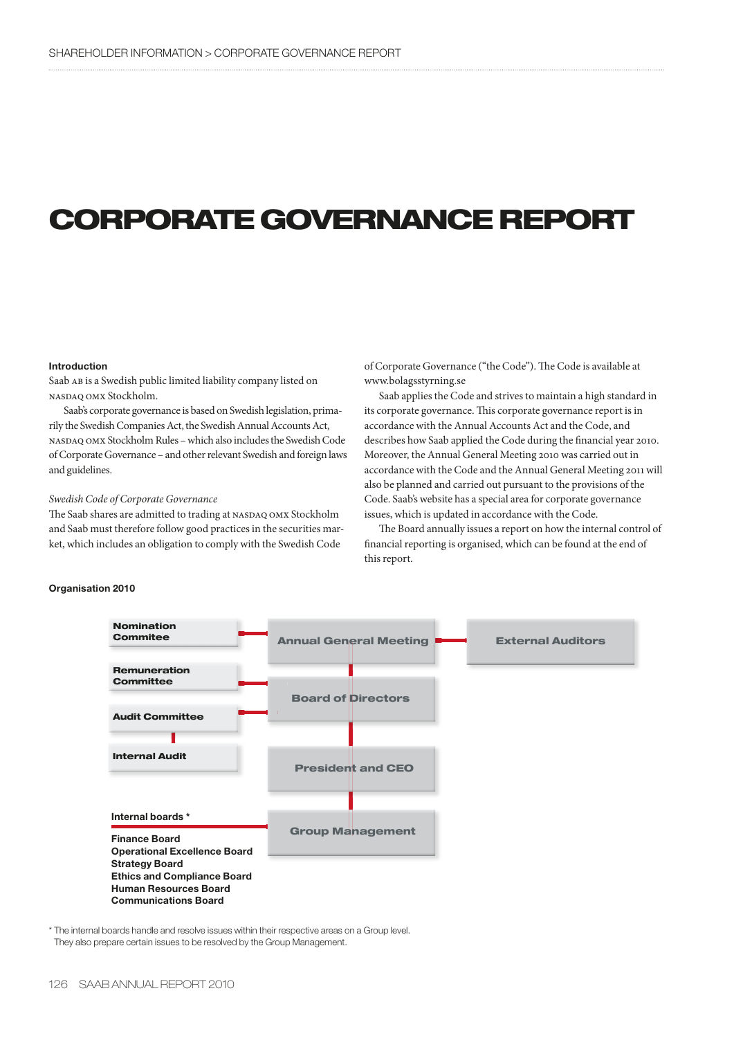# CORPORATE GOVERNANCE REPORT

**Introduction**

Saab AB is a Swedish public limited liability company listed on NASDAQ OMX Stockholm.

Saab's corporate governance is based on Swedish legislation, primarily the Swedish Companies Act, the Swedish Annual Accounts Act, NASDAQ OMX Stockholm Rules – which also includes the Swedish Code of Corporate Governance – and other relevant Swedish and foreign laws and guidelines.

*Swedish Code of Corporate Governance*

The Saab shares are admitted to trading at NASDAQ OMX Stockholm and Saab must therefore follow good practices in the securities market, which includes an obligation to comply with the Swedish Code of Corporate Governance ("the Code"). The Code is available at www.bolagsstyrning.se

Saab applies the Code and strives to maintain a high standard in its corporate governance. This corporate governance report is in accordance with the Annual Accounts Act and the Code, and describes how Saab applied the Code during the financial year 2010. Moreover, the Annual General Meeting 2010 was carried out in accordance with the Code and the Annual General Meeting 2011 will also be planned and carried out pursuant to the provisions of the Code. Saab's website has a special area for corporate governance issues, which is updated in accordance with the Code.

The Board annually issues a report on how the internal control of financial reporting is organised, which can be found at the end of this report.

**Organisation 2010**

Nomination Commitee

Remuneration Committee

Audit Committee

Internal Audit

Annual General Meeting

External Auditors

Board of Directors

President and CEO

Group Management

**Internal boards ***

**Finance Board**
**Operational Excellence Board**
**Strategy Board**
**Ethics and Compliance Board**
**Human Resources Board**
**Communications Board**

* The internal boards handle and resolve issues within their respective areas on a Group level. They also prepare certain issues to be resolved by the Group Management.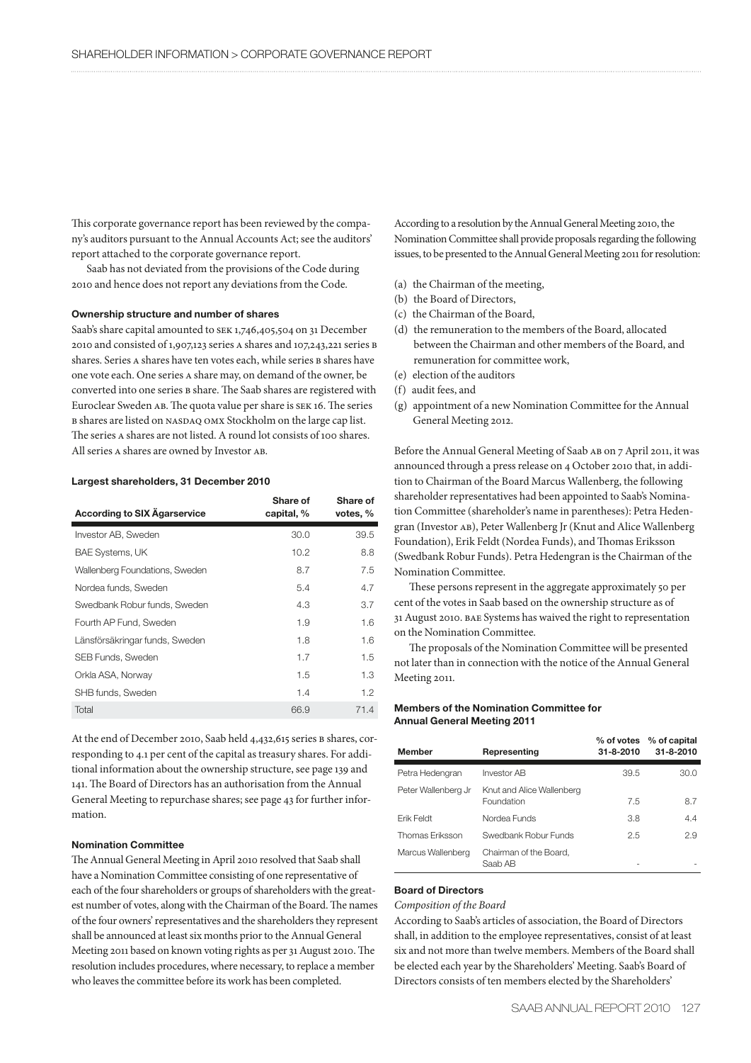This corporate governance report has been reviewed by the company's auditors pursuant to the Annual Accounts Act; see the auditors' report attached to the corporate governance report.

Saab has not deviated from the provisions of the Code during 2010 and hence does not report any deviations from the Code.

#### Ownership structure and number of shares

Saab's share capital amounted to SEK 1,746,405,504 on 31 December 2010 and consisted of 1,907,123 series A shares and 107,243,221 series B shares. Series A shares have ten votes each, while series B shares have one vote each. One series A share may, on demand of the owner, be converted into one series B share. The Saab shares are registered with Euroclear Sweden AB. The quota value per share is SEK 16. The series B shares are listed on NASDAQ OMX Stockholm on the large cap list. The series A shares are not listed. A round lot consists of 100 shares. All series A shares are owned by Investor AB.

#### Largest shareholders, 31 December 2010

| According to SIX Ägarservice | Share of capital, % | Share of votes, % |
|---|---|---|
| Investor AB, Sweden | 30.0 | 39.5 |
| BAE Systems, UK | 10.2 | 8.8 |
| Wallenberg Foundations, Sweden | 8.7 | 7.5 |
| Nordea funds, Sweden | 5.4 | 4.7 |
| Swedbank Robur funds, Sweden | 4.3 | 3.7 |
| Fourth AP Fund, Sweden | 1.9 | 1.6 |
| Länsförsäkringar funds, Sweden | 1.8 | 1.6 |
| SEB Funds, Sweden | 1.7 | 1.5 |
| Orkla ASA, Norway | 1.5 | 1.3 |
| SHB funds, Sweden | 1.4 | 1.2 |
| Total | 66.9 | 71.4 |

At the end of December 2010, Saab held 4,432,615 series B shares, corresponding to 4.1 per cent of the capital as treasury shares. For additional information about the ownership structure, see page 139 and 141. The Board of Directors has an authorisation from the Annual General Meeting to repurchase shares; see page 43 for further information.

#### Nomination Committee

The Annual General Meeting in April 2010 resolved that Saab shall have a Nomination Committee consisting of one representative of each of the four shareholders or groups of shareholders with the greatest number of votes, along with the Chairman of the Board. The names of the four owners' representatives and the shareholders they represent shall be announced at least six months prior to the Annual General Meeting 2011 based on known voting rights as per 31 August 2010. The resolution includes procedures, where necessary, to replace a member who leaves the committee before its work has been completed.

According to a resolution by the Annual General Meeting 2010, the Nomination Committee shall provide proposals regarding the following issues, to be presented to the Annual General Meeting 2011 for resolution:

(a) the Chairman of the meeting,
(b) the Board of Directors,
(c) the Chairman of the Board,
(d) the remuneration to the members of the Board, allocated between the Chairman and other members of the Board, and remuneration for committee work,
(e) election of the auditors
(f) audit fees, and
(g) appointment of a new Nomination Committee for the Annual General Meeting 2012.

Before the Annual General Meeting of Saab AB on 7 April 2011, it was announced through a press release on 4 October 2010 that, in addition to Chairman of the Board Marcus Wallenberg, the following shareholder representatives had been appointed to Saab's Nomination Committee (shareholder's name in parentheses): Petra Hedengran (Investor AB), Peter Wallenberg Jr (Knut and Alice Wallenberg Foundation), Erik Feldt (Nordea Funds), and Thomas Eriksson (Swedbank Robur Funds). Petra Hedengran is the Chairman of the Nomination Committee.

These persons represent in the aggregate approximately 50 per cent of the votes in Saab based on the ownership structure as of 31 August 2010. BAE Systems has waived the right to representation on the Nomination Committee.

The proposals of the Nomination Committee will be presented not later than in connection with the notice of the Annual General Meeting 2011.

#### Members of the Nomination Committee for Annual General Meeting 2011

| Member | Representing | % of votes 31-8-2010 | % of capital 31-8-2010 |
|---|---|---|---|
| Petra Hedengran | Investor AB | 39.5 | 30.0 |
| Peter Wallenberg Jr | Knut and Alice Wallenberg Foundation | 7.5 | 8.7 |
| Erik Feldt | Nordea Funds | 3.8 | 4.4 |
| Thomas Eriksson | Swedbank Robur Funds | 2.5 | 2.9 |
| Marcus Wallenberg | Chairman of the Board, Saab AB | - | - |

#### Board of Directors

*Composition of the Board*

According to Saab's articles of association, the Board of Directors shall, in addition to the employee representatives, consist of at least six and not more than twelve members. Members of the Board shall be elected each year by the Shareholders' Meeting. Saab's Board of Directors consists of ten members elected by the Shareholders'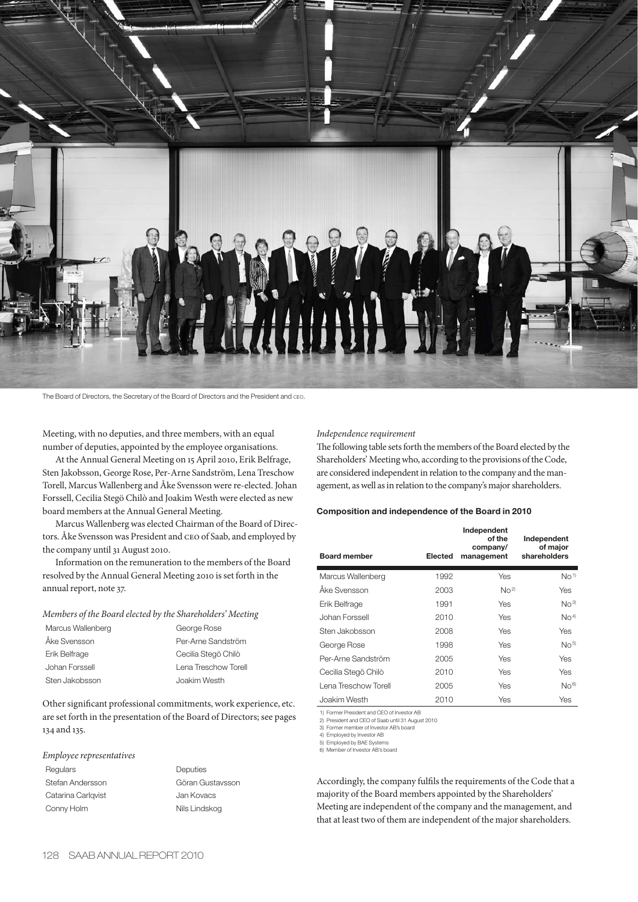The Board of Directors, the Secretary of the Board of Directors and the President and CEO.

Meeting, with no deputies, and three members, with an equal number of deputies, appointed by the employee organisations.

At the Annual General Meeting on 15 April 2010, Erik Belfrage, Sten Jakobsson, George Rose, Per-Arne Sandström, Lena Treschow Torell, Marcus Wallenberg and Åke Svensson were re-elected. Johan Forssell, Cecilia Stegö Chilò and Joakim Westh were elected as new board members at the Annual General Meeting.

Marcus Wallenberg was elected Chairman of the Board of Directors. Åke Svensson was President and CEO of Saab, and employed by the company until 31 August 2010.

Information on the remuneration to the members of the Board resolved by the Annual General Meeting 2010 is set forth in the annual report, note 37.

*Members of the Board elected by the Shareholders' Meeting*

| | |
|---|---|
| Marcus Wallenberg | George Rose |
| Åke Svensson | Per-Arne Sandström |
| Erik Belfrage | Cecilia Stegö Chilò |
| Johan Forssell | Lena Treschow Torell |
| Sten Jakobsson | Joakim Westh |

Other significant professional commitments, work experience, etc. are set forth in the presentation of the Board of Directors; see pages 134 and 135.

*Employee representatives*

| Regulars | Deputies |
|---|---|
| Stefan Andersson | Göran Gustavsson |
| Catarina Carlqvist | Jan Kovacs |
| Conny Holm | Nils Lindskog |

*Independence requirement*

The following table sets forth the members of the Board elected by the Shareholders' Meeting who, according to the provisions of the Code, are considered independent in relation to the company and the management, as well as in relation to the company's major shareholders.

**Composition and independence of the Board in 2010**

| Board member | Elected | Independent of the company/ management | Independent of major shareholders |
|---|---|---|---|
| Marcus Wallenberg | 1992 | Yes | No [1] |
| Åke Svensson | 2003 | No [2] | Yes |
| Erik Belfrage | 1991 | Yes | No [3] |
| Johan Forssell | 2010 | Yes | No [4] |
| Sten Jakobsson | 2008 | Yes | Yes |
| George Rose | 1998 | Yes | No [5] |
| Per-Arne Sandström | 2005 | Yes | Yes |
| Cecilia Stegö Chilò | 2010 | Yes | Yes |
| Lena Treschow Torell | 2005 | Yes | No [6] |
| Joakim Westh | 2010 | Yes | Yes |

1) Former President and CEO of Investor AB
2) President and CEO of Saab until 31 August 2010
3) Former member of Investor AB's board
4) Employed by Investor AB
5) Employed by BAE Systems
6) Member of Investor AB's board

Accordingly, the company fulfils the requirements of the Code that a majority of the Board members appointed by the Shareholders' Meeting are independent of the company and the management, and that at least two of them are independent of the major shareholders.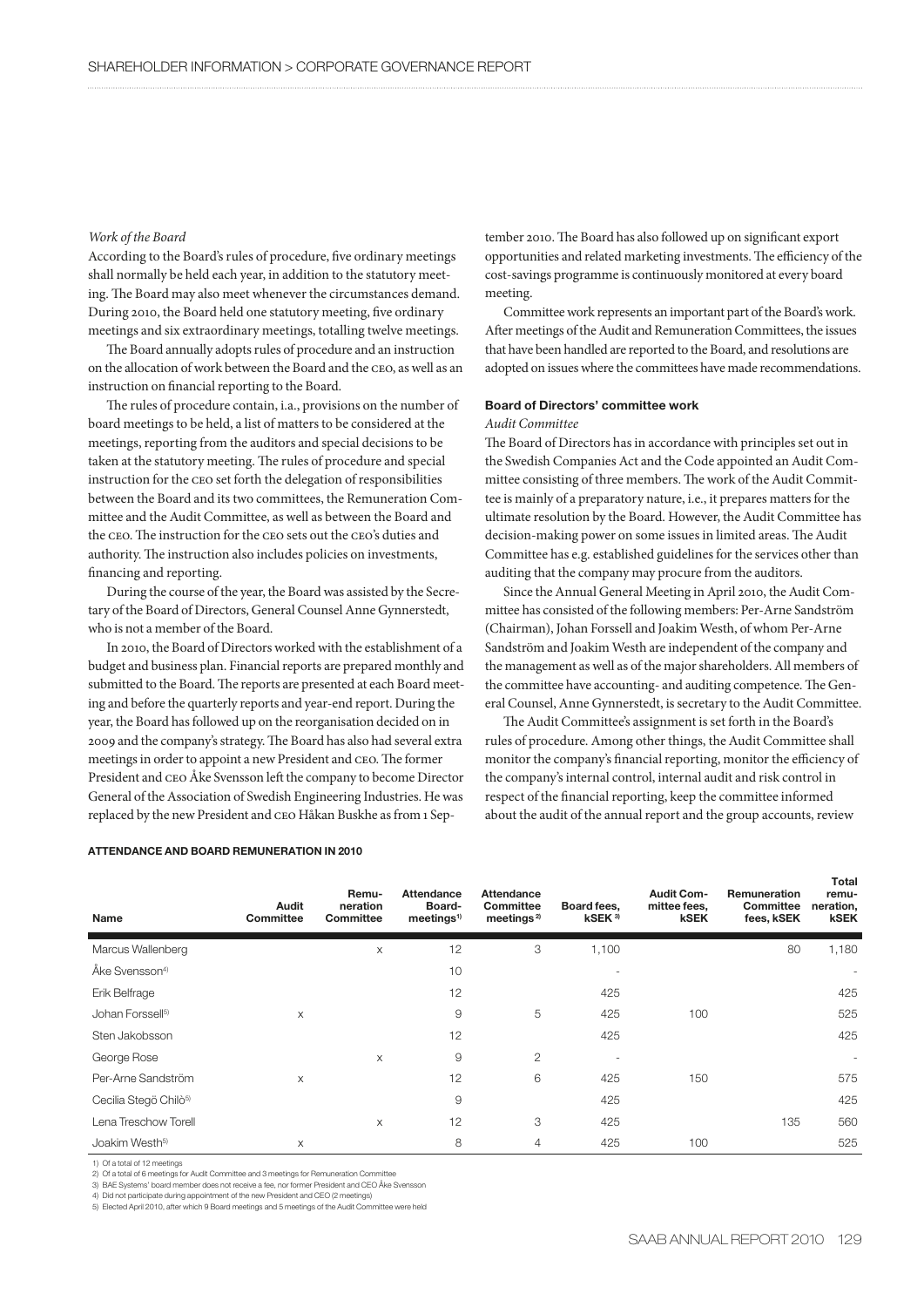### *Work of the Board*

According to the Board's rules of procedure, five ordinary meetings shall normally be held each year, in addition to the statutory meeting. The Board may also meet whenever the circumstances demand. During 2010, the Board held one statutory meeting, five ordinary meetings and six extraordinary meetings, totalling twelve meetings.

The Board annually adopts rules of procedure and an instruction on the allocation of work between the Board and the CEO, as well as an instruction on financial reporting to the Board.

The rules of procedure contain, i.a., provisions on the number of board meetings to be held, a list of matters to be considered at the meetings, reporting from the auditors and special decisions to be taken at the statutory meeting. The rules of procedure and special instruction for the CEO set forth the delegation of responsibilities between the Board and its two committees, the Remuneration Committee and the Audit Committee, as well as between the Board and the CEO. The instruction for the CEO sets out the CEO's duties and authority. The instruction also includes policies on investments, financing and reporting.

During the course of the year, the Board was assisted by the Secretary of the Board of Directors, General Counsel Anne Gynnerstedt, who is not a member of the Board.

In 2010, the Board of Directors worked with the establishment of a budget and business plan. Financial reports are prepared monthly and submitted to the Board. The reports are presented at each Board meeting and before the quarterly reports and year-end report. During the year, the Board has followed up on the reorganisation decided on in 2009 and the company's strategy. The Board has also had several extra meetings in order to appoint a new President and CEO. The former President and CEO Åke Svensson left the company to become Director General of the Association of Swedish Engineering Industries. He was replaced by the new President and CEO Håkan Buskhe as from 1 September 2010. The Board has also followed up on significant export opportunities and related marketing investments. The efficiency of the cost-savings programme is continuously monitored at every board meeting.

Committee work represents an important part of the Board's work. After meetings of the Audit and Remuneration Committees, the issues that have been handled are reported to the Board, and resolutions are adopted on issues where the committees have made recommendations.

### Board of Directors' committee work

*Audit Committee*

The Board of Directors has in accordance with principles set out in the Swedish Companies Act and the Code appointed an Audit Committee consisting of three members. The work of the Audit Committee is mainly of a preparatory nature, i.e., it prepares matters for the ultimate resolution by the Board. However, the Audit Committee has decision-making power on some issues in limited areas. The Audit Committee has e.g. established guidelines for the services other than auditing that the company may procure from the auditors.

Since the Annual General Meeting in April 2010, the Audit Committee has consisted of the following members: Per-Arne Sandström (Chairman), Johan Forssell and Joakim Westh, of whom Per-Arne Sandström and Joakim Westh are independent of the company and the management as well as of the major shareholders. All members of the committee have accounting- and auditing competence. The General Counsel, Anne Gynnerstedt, is secretary to the Audit Committee.

The Audit Committee's assignment is set forth in the Board's rules of procedure. Among other things, the Audit Committee shall monitor the company's financial reporting, monitor the efficiency of the company's internal control, internal audit and risk control in respect of the financial reporting, keep the committee informed about the audit of the annual report and the group accounts, review

#### ATTENDANCE AND BOARD REMUNERATION IN 2010

| Name | Audit Committee | Remuneration Committee | Attendance Board-meetings[1] | Attendance Committee meetings[2] | Board fees, kSEK[3] | Audit Committee fees, kSEK | Remuneration Committee fees, kSEK | Total remuneration, kSEK |
|---|---|---|---|---|---|---|---|---|
| Marcus Wallenberg | | x | 12 | 3 | 1,100 | | 80 | 1,180 |
| Åke Svensson[4] | | | 10 | | - | | | - |
| Erik Belfrage | | | 12 | | 425 | | | 425 |
| Johan Forssell[5] | x | | 9 | 5 | 425 | 100 | | 525 |
| Sten Jakobsson | | | 12 | | 425 | | | 425 |
| George Rose | | x | 9 | 2 | - | | | - |
| Per-Arne Sandström | x | | 12 | 6 | 425 | 150 | | 575 |
| Cecilia Stegö Chilò[5] | | | 9 | | 425 | | | 425 |
| Lena Treschow Torell | | x | 12 | 3 | 425 | | 135 | 560 |
| Joakim Westh[5] | x | | 8 | 4 | 425 | 100 | | 525 |

1) Of a total of 12 meetings
2) Of a total of 6 meetings for Audit Committee and 3 meetings for Remuneration Committee
3) BAE Systems' board member does not receive a fee, nor former President and CEO Åke Svensson
4) Did not participate during appointment of the new President and CEO (2 meetings)
5) Elected April 2010, after which 9 Board meetings and 5 meetings of the Audit Committee were held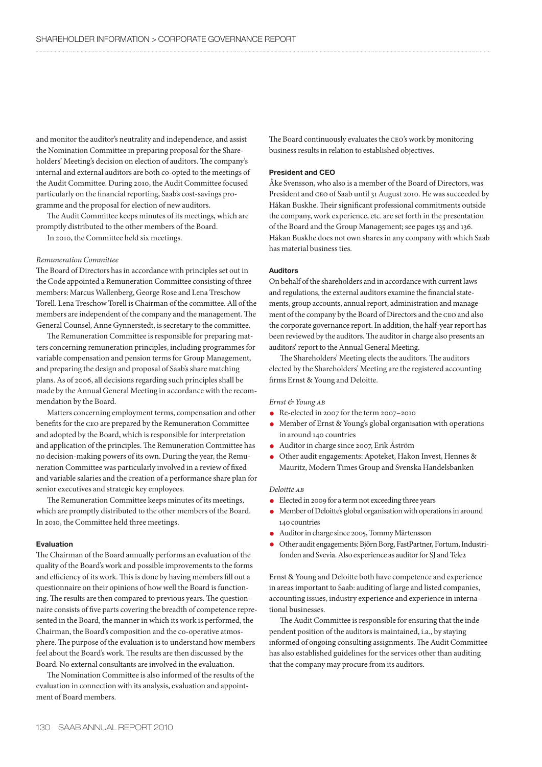and monitor the auditor's neutrality and independence, and assist the Nomination Committee in preparing proposal for the Shareholders' Meeting's decision on election of auditors. The company's internal and external auditors are both co-opted to the meetings of the Audit Committee. During 2010, the Audit Committee focused particularly on the financial reporting, Saab's cost-savings programme and the proposal for election of new auditors.

The Audit Committee keeps minutes of its meetings, which are promptly distributed to the other members of the Board.

In 2010, the Committee held six meetings.

*Remuneration Committee*

The Board of Directors has in accordance with principles set out in the Code appointed a Remuneration Committee consisting of three members: Marcus Wallenberg, George Rose and Lena Treschow Torell. Lena Treschow Torell is Chairman of the committee. All of the members are independent of the company and the management. The General Counsel, Anne Gynnerstedt, is secretary to the committee.

The Remuneration Committee is responsible for preparing matters concerning remuneration principles, including programmes for variable compensation and pension terms for Group Management, and preparing the design and proposal of Saab's share matching plans. As of 2006, all decisions regarding such principles shall be made by the Annual General Meeting in accordance with the recommendation by the Board.

Matters concerning employment terms, compensation and other benefits for the CEO are prepared by the Remuneration Committee and adopted by the Board, which is responsible for interpretation and application of the principles. The Remuneration Committee has no decision-making powers of its own. During the year, the Remuneration Committee was particularly involved in a review of fixed and variable salaries and the creation of a performance share plan for senior executives and strategic key employees.

The Remuneration Committee keeps minutes of its meetings, which are promptly distributed to the other members of the Board. In 2010, the Committee held three meetings.

#### Evaluation

The Chairman of the Board annually performs an evaluation of the quality of the Board's work and possible improvements to the forms and efficiency of its work. This is done by having members fill out a questionnaire on their opinions of how well the Board is functioning. The results are then compared to previous years. The questionnaire consists of five parts covering the breadth of competence represented in the Board, the manner in which its work is performed, the Chairman, the Board's composition and the co-operative atmosphere. The purpose of the evaluation is to understand how members feel about the Board's work. The results are then discussed by the Board. No external consultants are involved in the evaluation.

The Nomination Committee is also informed of the results of the evaluation in connection with its analysis, evaluation and appointment of Board members.

The Board continuously evaluates the CEO's work by monitoring business results in relation to established objectives.

#### President and CEO

Åke Svensson, who also is a member of the Board of Directors, was President and CEO of Saab until 31 August 2010. He was succeeded by Håkan Buskhe. Their significant professional commitments outside the company, work experience, etc. are set forth in the presentation of the Board and the Group Management; see pages 135 and 136. Håkan Buskhe does not own shares in any company with which Saab has material business ties.

#### Auditors

On behalf of the shareholders and in accordance with current laws and regulations, the external auditors examine the financial statements, group accounts, annual report, administration and management of the company by the Board of Directors and the CEO and also the corporate governance report. In addition, the half-year report has been reviewed by the auditors. The auditor in charge also presents an auditors' report to the Annual General Meeting.

The Shareholders' Meeting elects the auditors. The auditors elected by the Shareholders' Meeting are the registered accounting firms Ernst & Young and Deloitte.

*Ernst & Young AB*

- Re-elected in 2007 for the term 2007–2010
- Member of Ernst & Young's global organisation with operations in around 140 countries
- Auditor in charge since 2007, Erik Åström
- Other audit engagements: Apoteket, Hakon Invest, Hennes & Mauritz, Modern Times Group and Svenska Handelsbanken

*Deloitte AB*

- Elected in 2009 for a term not exceeding three years
- Member of Deloitte's global organisation with operations in around 140 countries
- Auditor in charge since 2005, Tommy Mårtensson
- Other audit engagements: Björn Borg, FastPartner, Fortum, Industrifonden and Svevia. Also experience as auditor for SJ and Tele2

Ernst & Young and Deloitte both have competence and experience in areas important to Saab: auditing of large and listed companies, accounting issues, industry experience and experience in international businesses.

The Audit Committee is responsible for ensuring that the independent position of the auditors is maintained, i.a., by staying informed of ongoing consulting assignments. The Audit Committee has also established guidelines for the services other than auditing that the company may procure from its auditors.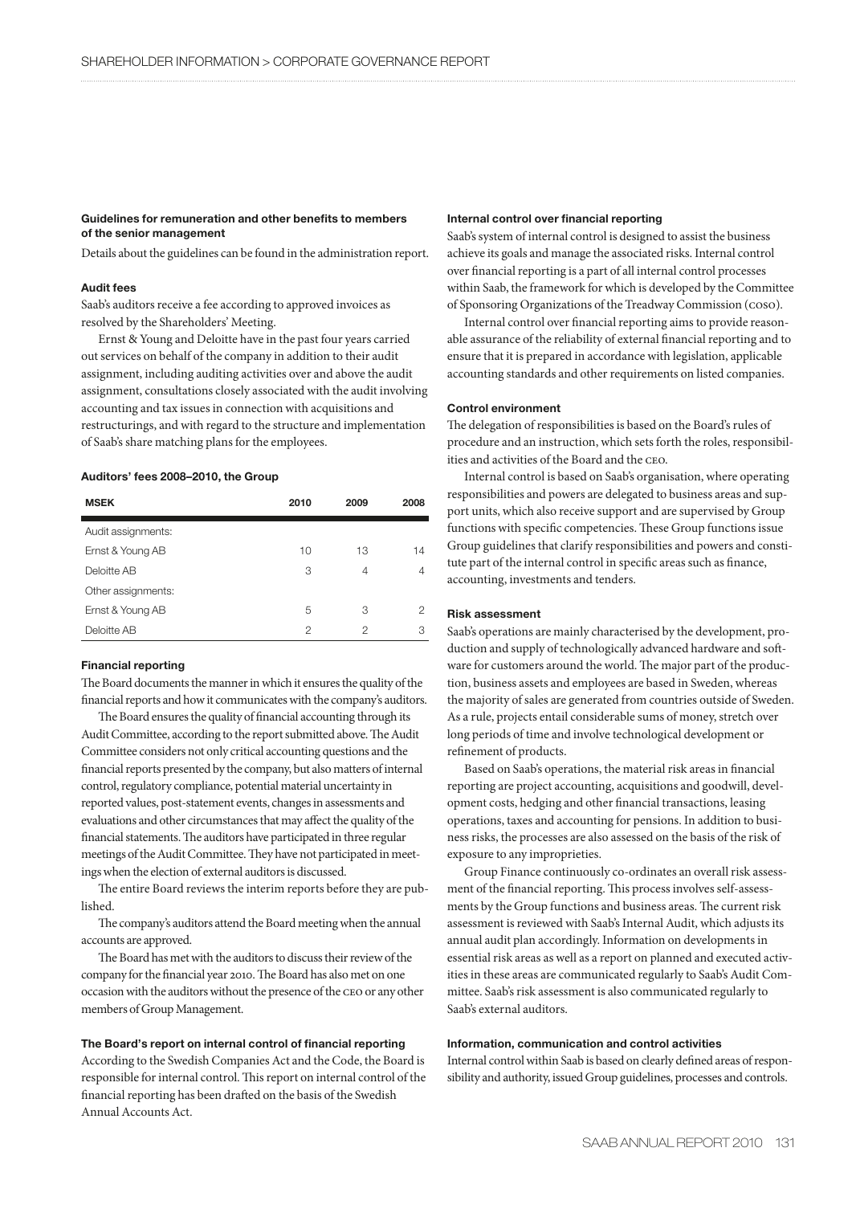### Guidelines for remuneration and other benefits to members of the senior management

Details about the guidelines can be found in the administration report.

### Audit fees

Saab's auditors receive a fee according to approved invoices as resolved by the Shareholders' Meeting.

Ernst & Young and Deloitte have in the past four years carried out services on behalf of the company in addition to their audit assignment, including auditing activities over and above the audit assignment, consultations closely associated with the audit involving accounting and tax issues in connection with acquisitions and restructurings, and with regard to the structure and implementation of Saab's share matching plans for the employees.

#### Auditors' fees 2008–2010, the Group

| MSEK | 2010 | 2009 | 2008 |
|---|---|---|---|
| Audit assignments: | | | |
| Ernst & Young AB | 10 | 13 | 14 |
| Deloitte AB | 3 | 4 | 4 |
| Other assignments: | | | |
| Ernst & Young AB | 5 | 3 | 2 |
| Deloitte AB | 2 | 2 | 3 |

### Financial reporting

The Board documents the manner in which it ensures the quality of the financial reports and how it communicates with the company's auditors.

The Board ensures the quality of financial accounting through its Audit Committee, according to the report submitted above. The Audit Committee considers not only critical accounting questions and the financial reports presented by the company, but also matters of internal control, regulatory compliance, potential material uncertainty in reported values, post-statement events, changes in assessments and evaluations and other circumstances that may affect the quality of the financial statements. The auditors have participated in three regular meetings of the Audit Committee. They have not participated in meetings when the election of external auditors is discussed.

The entire Board reviews the interim reports before they are published.

The company's auditors attend the Board meeting when the annual accounts are approved.

The Board has met with the auditors to discuss their review of the company for the financial year 2010. The Board has also met on one occasion with the auditors without the presence of the CEO or any other members of Group Management.

### The Board's report on internal control of financial reporting

According to the Swedish Companies Act and the Code, the Board is responsible for internal control. This report on internal control of the financial reporting has been drafted on the basis of the Swedish Annual Accounts Act.

### Internal control over financial reporting

Saab's system of internal control is designed to assist the business achieve its goals and manage the associated risks. Internal control over financial reporting is a part of all internal control processes within Saab, the framework for which is developed by the Committee of Sponsoring Organizations of the Treadway Commission (COSO).

Internal control over financial reporting aims to provide reasonable assurance of the reliability of external financial reporting and to ensure that it is prepared in accordance with legislation, applicable accounting standards and other requirements on listed companies.

### Control environment

The delegation of responsibilities is based on the Board's rules of procedure and an instruction, which sets forth the roles, responsibilities and activities of the Board and the CEO.

Internal control is based on Saab's organisation, where operating responsibilities and powers are delegated to business areas and support units, which also receive support and are supervised by Group functions with specific competencies. These Group functions issue Group guidelines that clarify responsibilities and powers and constitute part of the internal control in specific areas such as finance, accounting, investments and tenders.

### Risk assessment

Saab's operations are mainly characterised by the development, production and supply of technologically advanced hardware and software for customers around the world. The major part of the production, business assets and employees are based in Sweden, whereas the majority of sales are generated from countries outside of Sweden. As a rule, projects entail considerable sums of money, stretch over long periods of time and involve technological development or refinement of products.

Based on Saab's operations, the material risk areas in financial reporting are project accounting, acquisitions and goodwill, development costs, hedging and other financial transactions, leasing operations, taxes and accounting for pensions. In addition to business risks, the processes are also assessed on the basis of the risk of exposure to any improprieties.

Group Finance continuously co-ordinates an overall risk assessment of the financial reporting. This process involves self-assessments by the Group functions and business areas. The current risk assessment is reviewed with Saab's Internal Audit, which adjusts its annual audit plan accordingly. Information on developments in essential risk areas as well as a report on planned and executed activities in these areas are communicated regularly to Saab's Audit Committee. Saab's risk assessment is also communicated regularly to Saab's external auditors.

### Information, communication and control activities

Internal control within Saab is based on clearly defined areas of responsibility and authority, issued Group guidelines, processes and controls.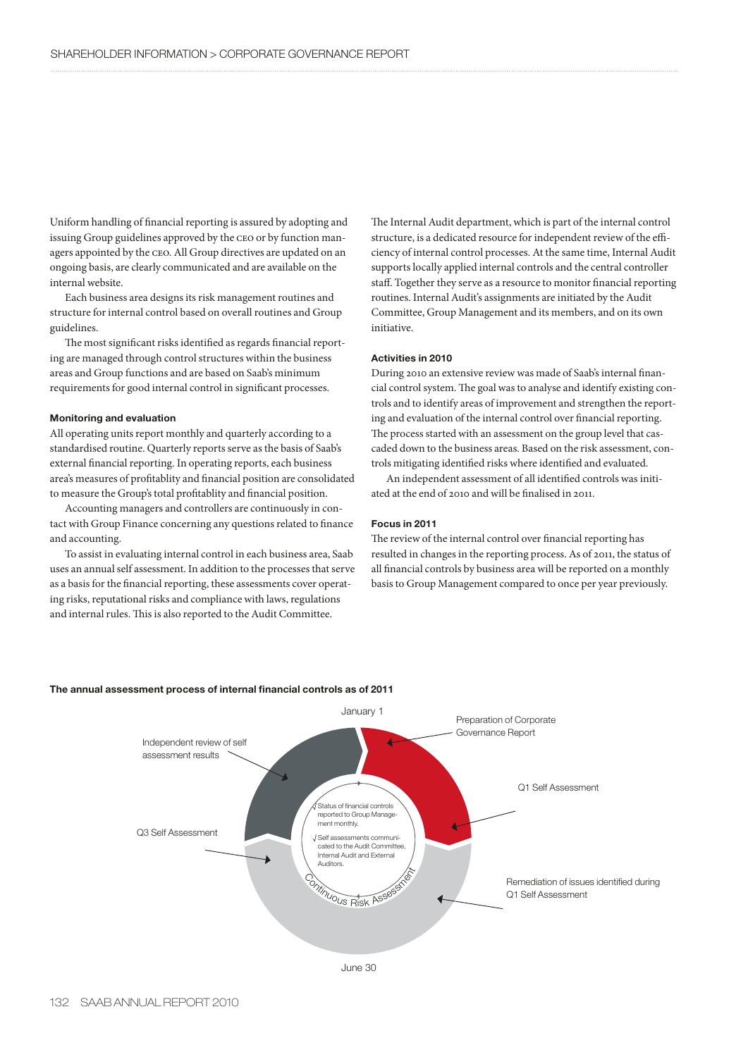Uniform handling of financial reporting is assured by adopting and issuing Group guidelines approved by the CEO or by function managers appointed by the CEO. All Group directives are updated on an ongoing basis, are clearly communicated and are available on the internal website.

Each business area designs its risk management routines and structure for internal control based on overall routines and Group guidelines.

The most significant risks identified as regards financial reporting are managed through control structures within the business areas and Group functions and are based on Saab's minimum requirements for good internal control in significant processes.

#### Monitoring and evaluation

All operating units report monthly and quarterly according to a standardised routine. Quarterly reports serve as the basis of Saab's external financial reporting. In operating reports, each business area's measures of profitablity and financial position are consolidated to measure the Group's total profitablity and financial position.

Accounting managers and controllers are continuously in contact with Group Finance concerning any questions related to finance and accounting.

To assist in evaluating internal control in each business area, Saab uses an annual self assessment. In addition to the processes that serve as a basis for the financial reporting, these assessments cover operating risks, reputational risks and compliance with laws, regulations and internal rules. This is also reported to the Audit Committee.

The Internal Audit department, which is part of the internal control structure, is a dedicated resource for independent review of the efficiency of internal control processes. At the same time, Internal Audit supports locally applied internal controls and the central controller staff. Together they serve as a resource to monitor financial reporting routines. Internal Audit's assignments are initiated by the Audit Committee, Group Management and its members, and on its own initiative.

#### Activities in 2010

During 2010 an extensive review was made of Saab's internal financial control system. The goal was to analyse and identify existing controls and to identify areas of improvement and strengthen the reporting and evaluation of the internal control over financial reporting. The process started with an assessment on the group level that cascaded down to the business areas. Based on the risk assessment, controls mitigating identified risks where identified and evaluated.

An independent assessment of all identified controls was initiated at the end of 2010 and will be finalised in 2011.

#### Focus in 2011

The review of the internal control over financial reporting has resulted in changes in the reporting process. As of 2011, the status of all financial controls by business area will be reported on a monthly basis to Group Management compared to once per year previously.

**The annual assessment process of internal financial controls as of 2011**

January 1

Preparation of Corporate Governance Report

Q1 Self Assessment

Remediation of issues identified during Q1 Self Assessment

June 30

Q3 Self Assessment

Independent review of self assessment results

√ Status of financial controls reported to Group Management monthly.

√ Self assessments communicated to the Audit Committee, Internal Audit and External Auditors.

Continuous Risk Assessment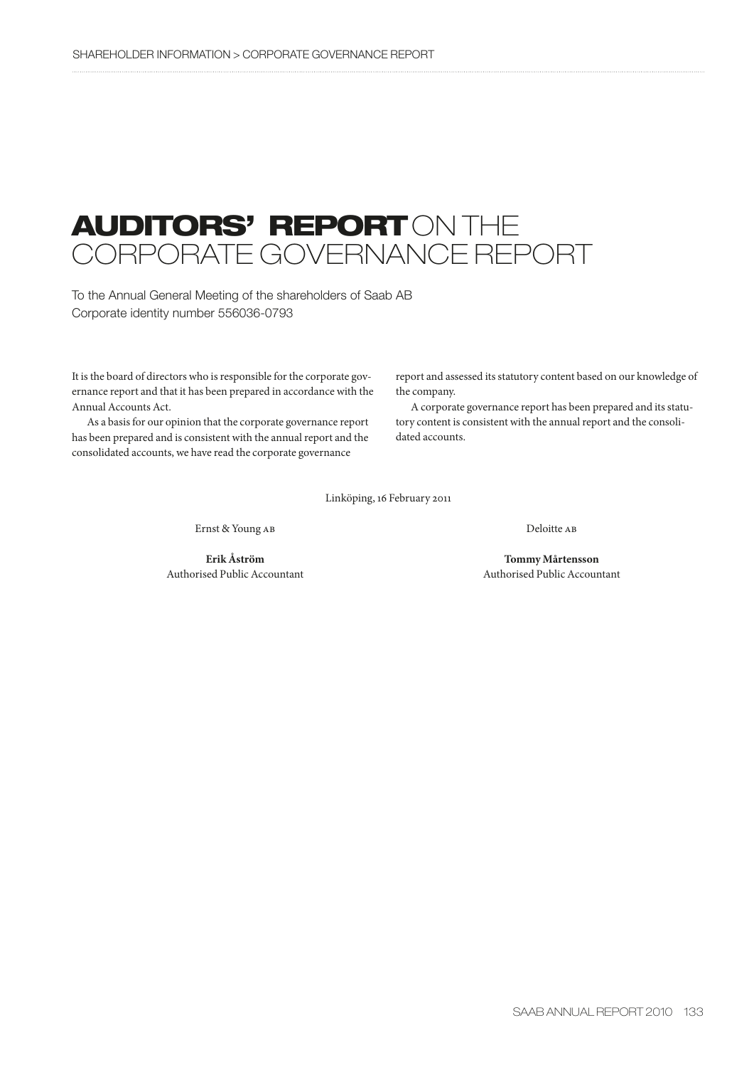# AUDITORS' REPORT ON THE CORPORATE GOVERNANCE REPORT

To the Annual General Meeting of the shareholders of Saab AB
Corporate identity number 556036-0793

It is the board of directors who is responsible for the corporate governance report and that it has been prepared in accordance with the Annual Accounts Act.

As a basis for our opinion that the corporate governance report has been prepared and is consistent with the annual report and the consolidated accounts, we have read the corporate governance report and assessed its statutory content based on our knowledge of the company.

A corporate governance report has been prepared and its statutory content is consistent with the annual report and the consolidated accounts.

Linköping, 16 February 2011

Ernst & Young AB

**Erik Åström**
Authorised Public Accountant

Deloitte AB

**Tommy Mårtensson**
Authorised Public Accountant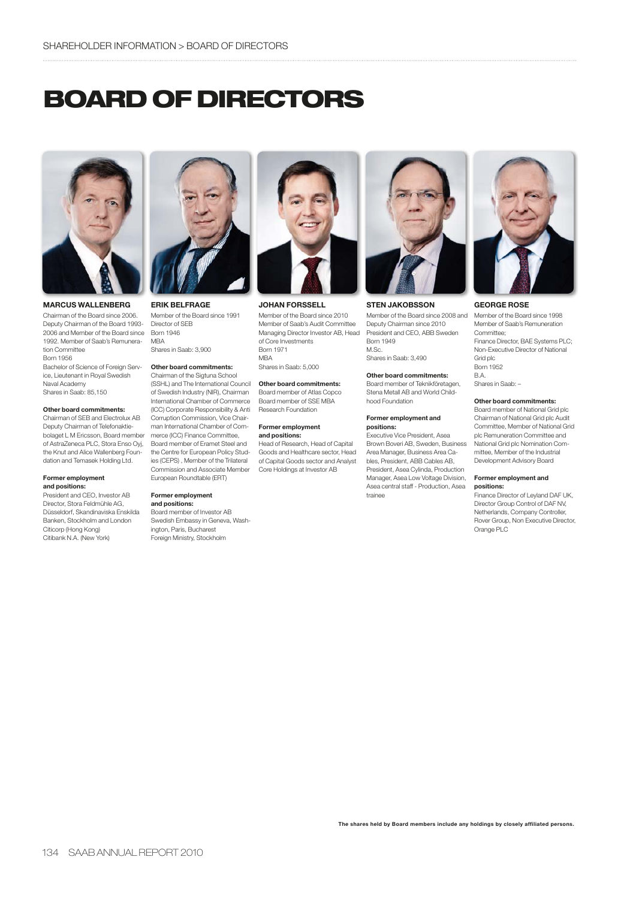SHAREHOLDER INFORMATION > BOARD OF DIRECTORS

# BOARD OF DIRECTORS

### MARCUS WALLENBERG

Chairman of the Board since 2006. Deputy Chairman of the Board 1993-2006 and Member of the Board since 1992. Member of Saab's Remuneration Committee
Born 1956
Bachelor of Science of Foreign Service, Lieutenant in Royal Swedish Naval Academy
Shares in Saab: 85,150

**Other board commitments:**
Chairman of SEB and Electrolux AB Deputy Chairman of Telefonaktiebolaget L M Ericsson, Board member of AstraZeneca PLC, Stora Enso Oyj, the Knut and Alice Wallenberg Foundation and Temasek Holding Ltd.

**Former employment and positions:**
President and CEO, Investor AB
Director, Stora Feldmühle AG, Düsseldorf, Skandinaviska Enskilda Banken, Stockholm and London
Citicorp (Hong Kong)
Citibank N.A. (New York)

### ERIK BELFRAGE

Member of the Board since 1991
Director of SEB
Born 1946
MBA
Shares in Saab: 3,900

**Other board commitments:**
Chairman of the Sigtuna School (SSHL) and The International Council of Swedish Industry (NIR), Chairman International Chamber of Commerce (ICC) Corporate Responsibility & Anti Corruption Commission, Vice Chairman International Chamber of Commerce (ICC) Finance Committee, Board member of Eramet Steel and the Centre for European Policy Studies (CEPS) , Member of the Trilateral Commission and Associate Member European Roundtable (ERT)

**Former employment and positions:**
Board member of Investor AB
Swedish Embassy in Geneva, Washington, Paris, Bucharest
Foreign Ministry, Stockholm

### JOHAN FORSSELL

Member of the Board since 2010
Member of Saab's Audit Committee
Managing Director Investor AB, Head of Core Investments
Born 1971
MBA
Shares in Saab: 5,000

**Other board commitments:**
Board member of Atlas Copco
Board member of SSE MBA Research Foundation

**Former employment and positions:**
Head of Research, Head of Capital Goods and Healthcare sector, Head of Capital Goods sector and Analyst Core Holdings at Investor AB

### STEN JAKOBSSON

Member of the Board since 2008 and Deputy Chairman since 2010
President and CEO, ABB Sweden
Born 1949
M.Sc.
Shares in Saab: 3,490

**Other board commitments:**
Board member of Teknikföretagen, Stena Metall AB and World Childhood Foundation

**Former employment and positions:**
Executive Vice President, Asea Brown Boveri AB, Sweden, Business Area Manager, Business Area Cables, President, ABB Cables AB, President, Asea Cylinda, Production Manager, Asea Low Voltage Division, Asea central staff - Production, Asea trainee

### GEORGE ROSE

Member of the Board since 1998
Member of Saab's Remuneration Committee;
Finance Director, BAE Systems PLC;
Non-Executive Director of National Grid plc
Born 1952
B.A.
Shares in Saab: –

**Other board commitments:**
Board member of National Grid plc Chairman of National Grid plc Audit Committee, Member of National Grid plc Remuneration Committee and National Grid plc Nomination Committee, Member of the Industrial Development Advisory Board

**Former employment and positions:**
Finance Director of Leyland DAF UK, Director Group Control of DAF NV, Netherlands, Company Controller, Rover Group, Non Executive Director, Orange PLC

**The shares held by Board members include any holdings by closely affiliated persons.**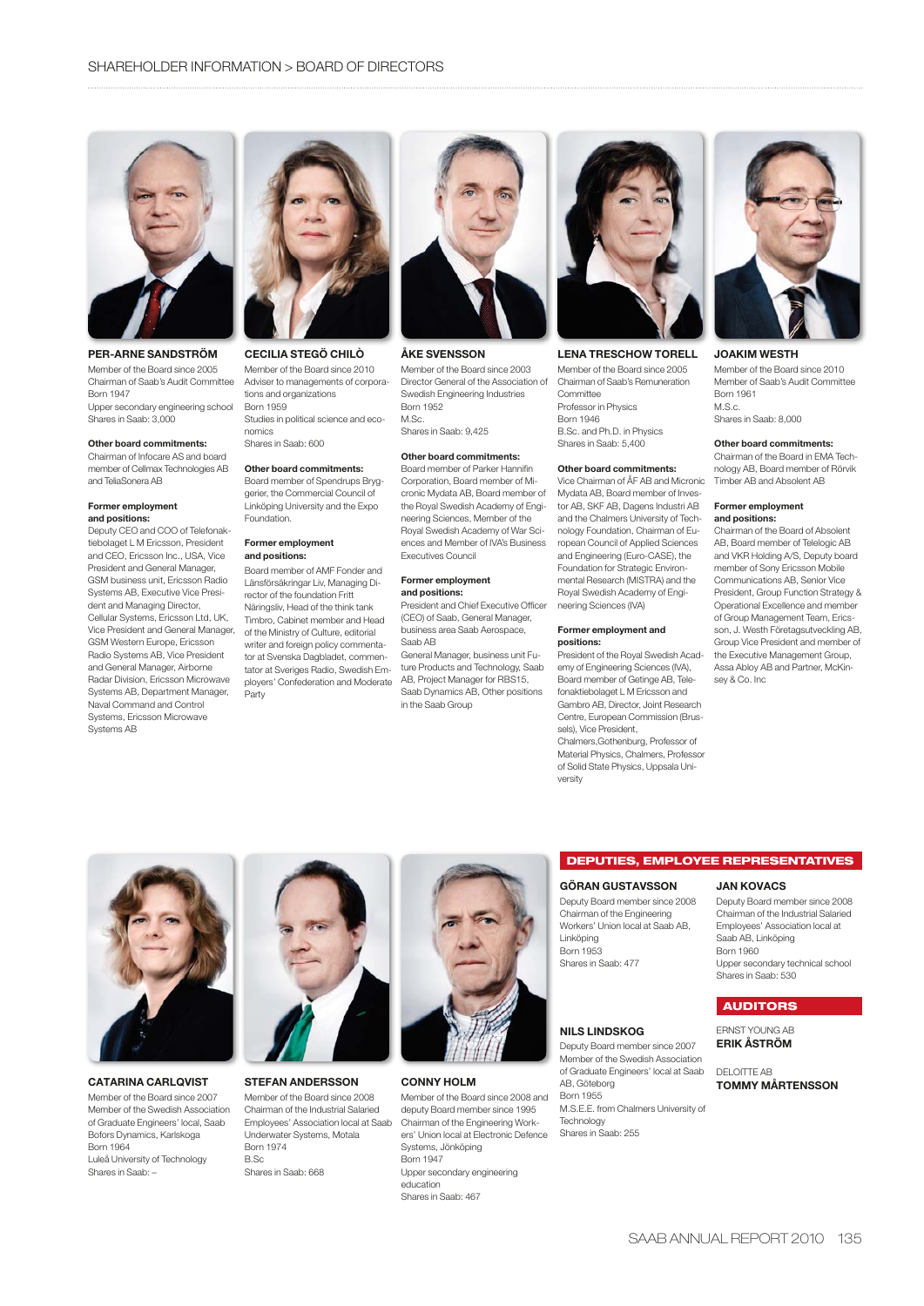# SHAREHOLDER INFORMATION > BOARD OF DIRECTORS

### PER-ARNE SANDSTRÖM

Member of the Board since 2005
Chairman of Saab's Audit Committee
Born 1947
Upper secondary engineering school
Shares in Saab: 3,000

**Other board commitments:**
Chairman of Infocare AS and board member of Cellmax Technologies AB and TeliaSonera AB

**Former employment and positions:**
Deputy CEO and COO of Telefonaktiebolaget L M Ericsson, President and CEO, Ericsson Inc., USA, Vice President and General Manager, GSM business unit, Ericsson Radio Systems AB, Executive Vice President and Managing Director, Cellular Systems, Ericsson Ltd, UK, Vice President and General Manager, GSM Western Europe, Ericsson Radio Systems AB, Vice President and General Manager, Airborne Radar Division, Ericsson Microwave Systems AB, Department Manager, Naval Command and Control Systems, Ericsson Microwave Systems AB

### CECILIA STEGÖ CHILÒ

Member of the Board since 2010
Adviser to managements of corporations and organizations
Born 1959
Studies in political science and economics
Shares in Saab: 600

**Other board commitments:**
Board member of Spendrups Bryggerier, the Commercial Council of Linköping University and the Expo Foundation.

**Former employment and positions:**
Board member of AMF Fonder and Länsförsäkringar Liv, Managing Director of the foundation Fritt Näringsliv, Head of the think tank Timbro, Cabinet member and Head of the Ministry of Culture, editorial writer and foreign policy commentator at Svenska Dagbladet, commentator at Sveriges Radio, Swedish Employers' Confederation and Moderate Party

### ÅKE SVENSSON

Member of the Board since 2003
Director General of the Association of Swedish Engineering Industries
Born 1952
M.Sc.
Shares in Saab: 9,425

**Other board commitments:**
Board member of Parker Hannifin Corporation, Board member of Micronic Mydata AB, Board member of the Royal Swedish Academy of Engineering Sciences, Member of the Royal Swedish Academy of War Sciences and Member of IVA's Business Executives Council

**Former employment and positions:**
President and Chief Executive Officer (CEO) of Saab, General Manager, business area Saab Aerospace, Saab AB
General Manager, business unit Future Products and Technology, Saab AB, Project Manager for RBS15, Saab Dynamics AB, Other positions in the Saab Group

### LENA TRESCHOW TORELL

Member of the Board since 2005
Chairman of Saab's Remuneration Committee
Professor in Physics
Born 1946
B.Sc. and Ph.D. in Physics
Shares in Saab: 5,400

**Other board commitments:**
Vice Chairman of ÅF AB and Micronic Mydata AB, Board member of Investor AB, SKF AB, Dagens Industri AB and the Chalmers University of Technology Foundation, Chairman of European Council of Applied Sciences and Engineering (Euro-CASE), the Foundation for Strategic Environmental Research (MISTRA) and the Royal Swedish Academy of Engineering Sciences (IVA)

**Former employment and positions:**
President of the Royal Swedish Academy of Engineering Sciences (IVA), Board member of Getinge AB, Telefonaktiebolaget L M Ericsson and Gambro AB, Director, Joint Research Centre, European Commission (Brussels), Vice President, Chalmers,Gothenburg, Professor of Material Physics, Chalmers, Professor of Solid State Physics, Uppsala University

### JOAKIM WESTH

Member of the Board since 2010
Member of Saab's Audit Committee
Born 1961
M.S.c.
Shares in Saab: 8,000

**Other board commitments:**
Chairman of the Board in EMA Technology AB, Board member of Rörvik Timber AB and Absolent AB

**Former employment and positions:**
Chairman of the Board of Absolent AB, Board member of Telelogic AB and VKR Holding A/S, Deputy board member of Sony Ericsson Mobile Communications AB, Senior Vice President, Group Function Strategy & Operational Excellence and member of Group Management Team, Ericsson, J. Westh Företagsutveckling AB, Group Vice President and member of the Executive Management Group, Assa Abloy AB and Partner, McKinsey & Co. Inc

### CATARINA CARLQVIST

Member of the Board since 2007
Member of the Swedish Association of Graduate Engineers' local, Saab Bofors Dynamics, Karlskoga
Born 1964
Luleå University of Technology
Shares in Saab: –

### STEFAN ANDERSSON

Member of the Board since 2008
Chairman of the Industrial Salaried Employees' Association local at Saab Underwater Systems, Motala
Born 1974
B.Sc
Shares in Saab: 668

### CONNY HOLM

Member of the Board since 2008 and deputy Board member since 1995
Chairman of the Engineering Workers' Union local at Electronic Defence Systems, Jönköping
Born 1947
Upper secondary engineering education
Shares in Saab: 467

## DEPUTIES, EMPLOYEE REPRESENTATIVES

### GÖRAN GUSTAVSSON

Deputy Board member since 2008
Chairman of the Engineering Workers' Union local at Saab AB, Linköping
Born 1953
Shares in Saab: 477

### JAN KOVACS

Deputy Board member since 2008
Chairman of the Industrial Salaried Employees' Association local at Saab AB, Linköping
Born 1960
Upper secondary technical school
Shares in Saab: 530

### NILS LINDSKOG

Deputy Board member since 2007
Member of the Swedish Association of Graduate Engineers' local at Saab AB, Göteborg
Born 1955
M.S.E.E. from Chalmers University of Technology
Shares in Saab: 255

## AUDITORS

ERNST YOUNG AB
**ERIK ÅSTRÖM**

DELOITTE AB
**TOMMY MÅRTENSSON**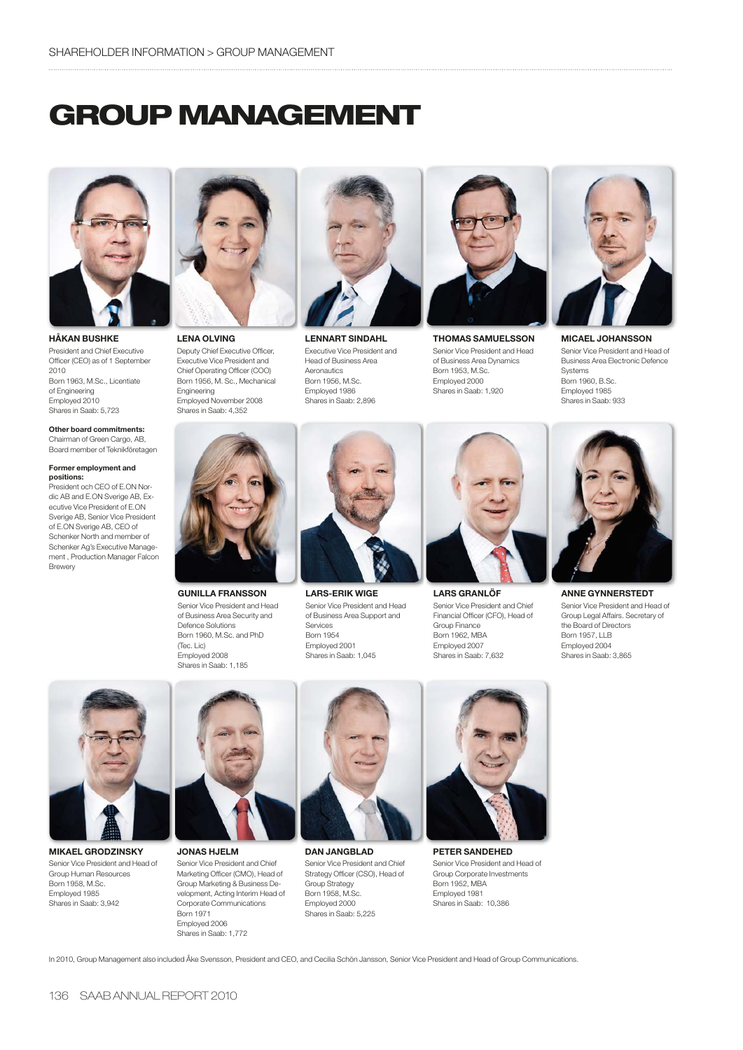# GROUP MANAGEMENT

**HÅKAN BUSHKE**
President and Chief Executive Officer (CEO) as of 1 September 2010
Born 1963, M.Sc., Licentiate of Engineering
Employed 2010
Shares in Saab: 5,723

**Other board commitments:**
Chairman of Green Cargo, AB, Board member of Teknikföretagen

**Former employment and positions:**
President och CEO of E.ON Nordic AB and E.ON Sverige AB, Executive Vice President of E.ON Sverige AB, Senior Vice President of E.ON Sverige AB, CEO of Schenker North and member of Schenker Ag's Executive Management , Production Manager Falcon Brewery

**LENA OLVING**
Deputy Chief Executive Officer, Executive Vice President and Chief Operating Officer (COO)
Born 1956, M. Sc., Mechanical Engineering
Employed November 2008
Shares in Saab: 4,352

**LENNART SINDAHL**
Executive Vice President and Head of Business Area Aeronautics
Born 1956, M.Sc.
Employed 1986
Shares in Saab: 2,896

**THOMAS SAMUELSSON**
Senior Vice President and Head of Business Area Dynamics
Born 1953, M.Sc.
Employed 2000
Shares in Saab: 1,920

**MICAEL JOHANSSON**
Senior Vice President and Head of Business Area Electronic Defence Systems
Born 1960, B.Sc.
Employed 1985
Shares in Saab: 933

**GUNILLA FRANSSON**
Senior Vice President and Head of Business Area Security and Defence Solutions
Born 1960, M.Sc. and PhD (Tec. Lic)
Employed 2008
Shares in Saab: 1,185

**LARS-ERIK WIGE**
Senior Vice President and Head of Business Area Support and Services
Born 1954
Employed 2001
Shares in Saab: 1,045

**LARS GRANLÖF**
Senior Vice President and Chief Financial Officer (CFO), Head of Group Finance
Born 1962, MBA
Employed 2007
Shares in Saab: 7,632

**ANNE GYNNERSTEDT**
Senior Vice President and Head of Group Legal Affairs. Secretary of the Board of Directors
Born 1957, LLB
Employed 2004
Shares in Saab: 3,865

**MIKAEL GRODZINSKY**
Senior Vice President and Head of Group Human Resources
Born 1958, M.Sc.
Employed 1985
Shares in Saab: 3,942

**JONAS HJELM**
Senior Vice President and Chief Marketing Officer (CMO), Head of Group Marketing & Business Development, Acting Interim Head of Corporate Communications
Born 1971
Employed 2006
Shares in Saab: 1,772

**DAN JANGBLAD**
Senior Vice President and Chief Strategy Officer (CSO), Head of Group Strategy
Born 1958, M.Sc.
Employed 2000
Shares in Saab: 5,225

**PETER SANDEHED**
Senior Vice President and Head of Group Corporate Investments
Born 1952, MBA
Employed 1981
Shares in Saab: 10,386

In 2010, Group Management also included Åke Svensson, President and CEO, and Cecilia Schön Jansson, Senior Vice President and Head of Group Communications.